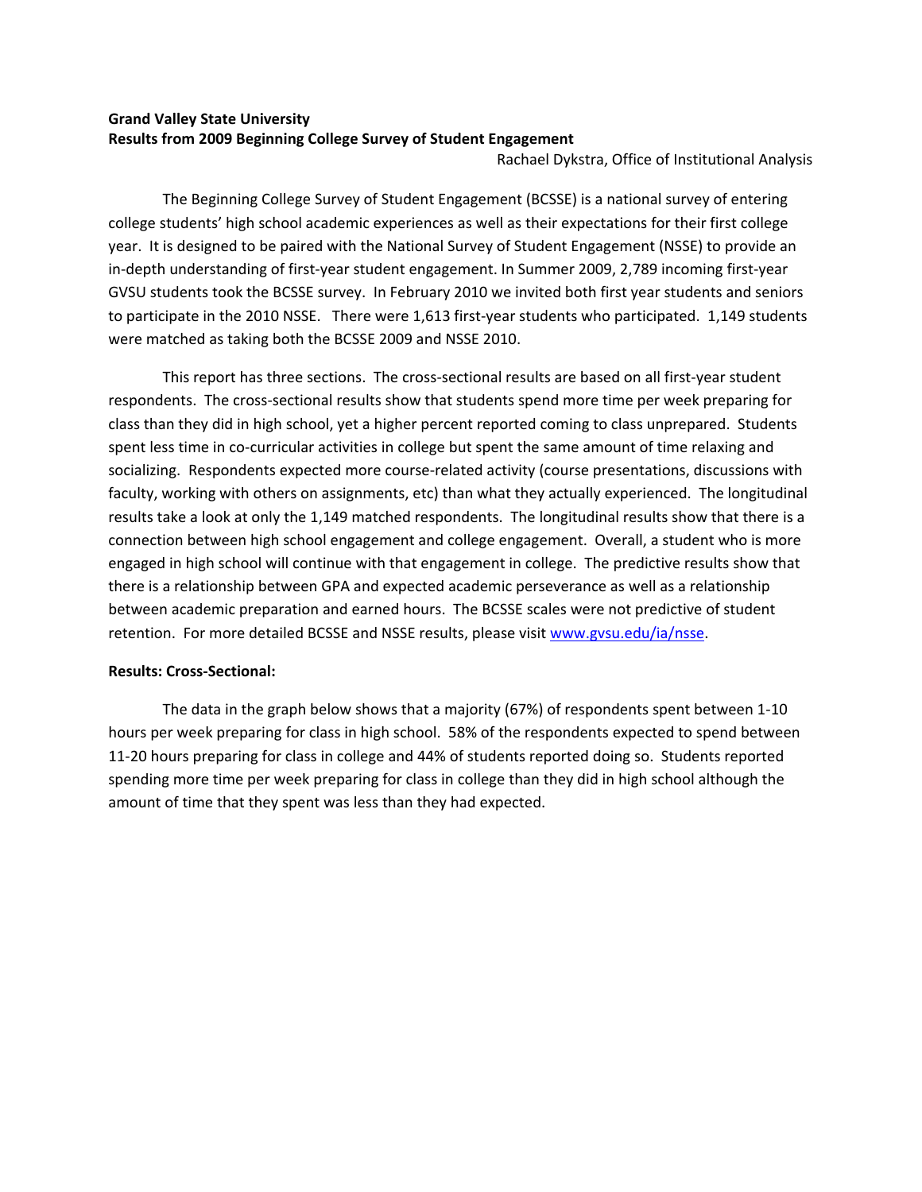**Grand Valley State University**
**Results from 2009 Beginning College Survey of Student Engagement**

Rachael Dykstra, Office of Institutional Analysis

The Beginning College Survey of Student Engagement (BCSSE) is a national survey of entering college students' high school academic experiences as well as their expectations for their first college year. It is designed to be paired with the National Survey of Student Engagement (NSSE) to provide an in-depth understanding of first-year student engagement. In Summer 2009, 2,789 incoming first-year GVSU students took the BCSSE survey. In February 2010 we invited both first year students and seniors to participate in the 2010 NSSE. There were 1,613 first-year students who participated. 1,149 students were matched as taking both the BCSSE 2009 and NSSE 2010.

This report has three sections. The cross-sectional results are based on all first-year student respondents. The cross-sectional results show that students spend more time per week preparing for class than they did in high school, yet a higher percent reported coming to class unprepared. Students spent less time in co-curricular activities in college but spent the same amount of time relaxing and socializing. Respondents expected more course-related activity (course presentations, discussions with faculty, working with others on assignments, etc) than what they actually experienced. The longitudinal results take a look at only the 1,149 matched respondents. The longitudinal results show that there is a connection between high school engagement and college engagement. Overall, a student who is more engaged in high school will continue with that engagement in college. The predictive results show that there is a relationship between GPA and expected academic perseverance as well as a relationship between academic preparation and earned hours. The BCSSE scales were not predictive of student retention. For more detailed BCSSE and NSSE results, please visit www.gvsu.edu/ia/nsse.

**Results: Cross-Sectional:**

The data in the graph below shows that a majority (67%) of respondents spent between 1-10 hours per week preparing for class in high school. 58% of the respondents expected to spend between 11-20 hours preparing for class in college and 44% of students reported doing so. Students reported spending more time per week preparing for class in college than they did in high school although the amount of time that they spent was less than they had expected.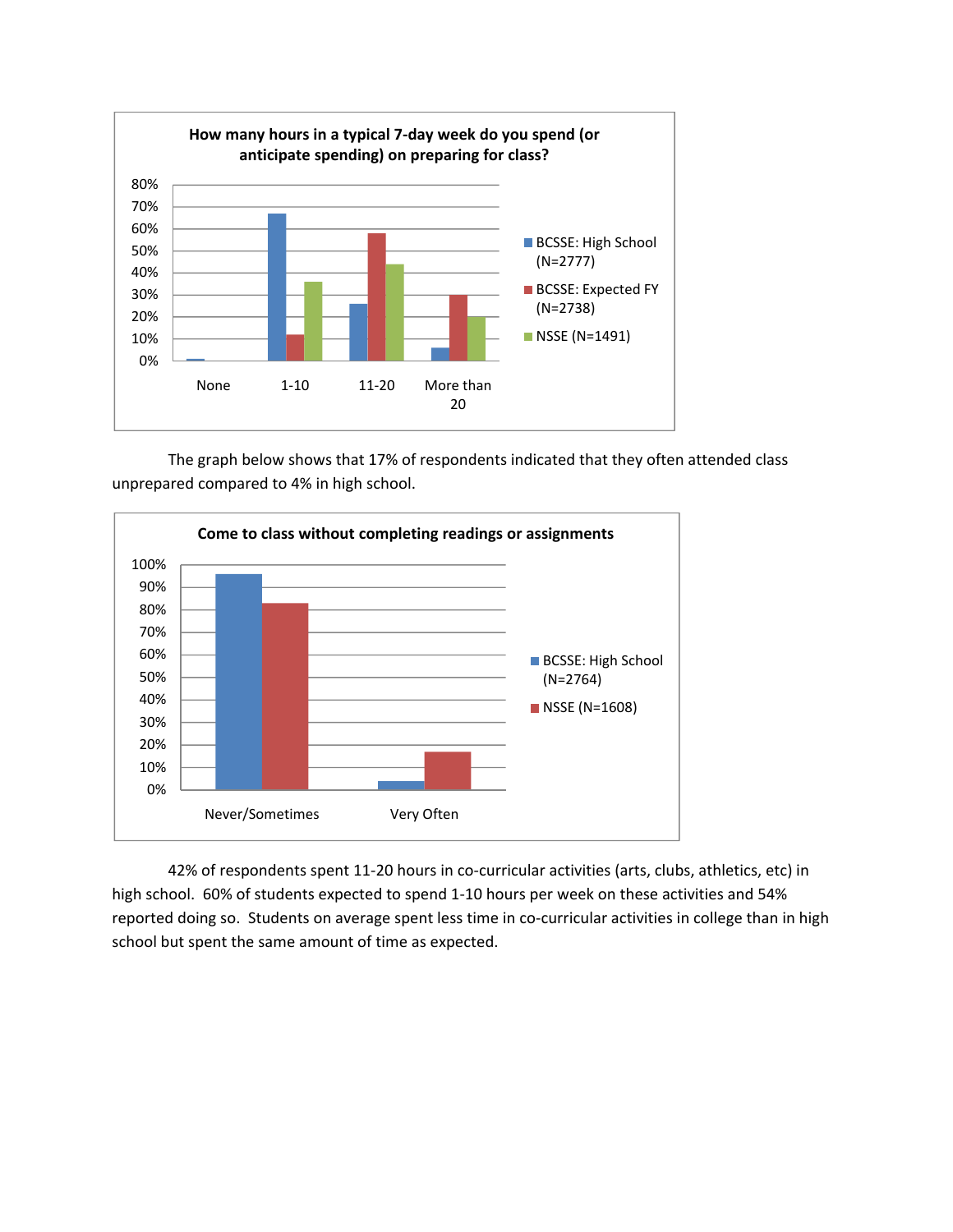**How many hours in a typical 7-day week do you spend (or anticipate spending) on preparing for class?**

The graph below shows that 17% of respondents indicated that they often attended class unprepared compared to 4% in high school.

**Come to class without completing readings or assignments**

42% of respondents spent 11-20 hours in co-curricular activities (arts, clubs, athletics, etc) in high school. 60% of students expected to spend 1-10 hours per week on these activities and 54% reported doing so. Students on average spent less time in co-curricular activities in college than in high school but spent the same amount of time as expected.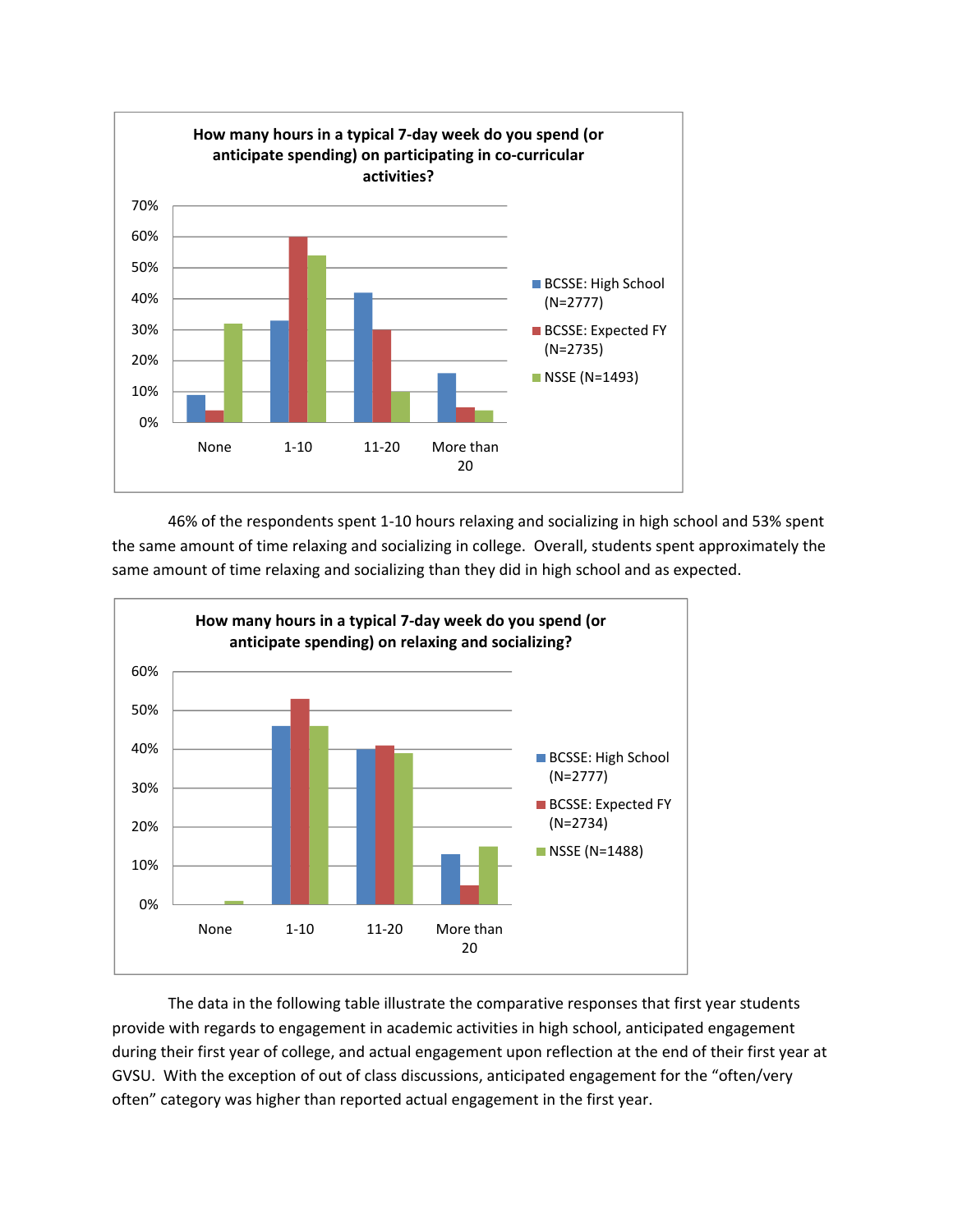**How many hours in a typical 7-day week do you spend (or anticipate spending) on participating in co-curricular activities?**

46% of the respondents spent 1-10 hours relaxing and socializing in high school and 53% spent the same amount of time relaxing and socializing in college. Overall, students spent approximately the same amount of time relaxing and socializing than they did in high school and as expected.

**How many hours in a typical 7-day week do you spend (or anticipate spending) on relaxing and socializing?**

The data in the following table illustrate the comparative responses that first year students provide with regards to engagement in academic activities in high school, anticipated engagement during their first year of college, and actual engagement upon reflection at the end of their first year at GVSU. With the exception of out of class discussions, anticipated engagement for the "often/very often" category was higher than reported actual engagement in the first year.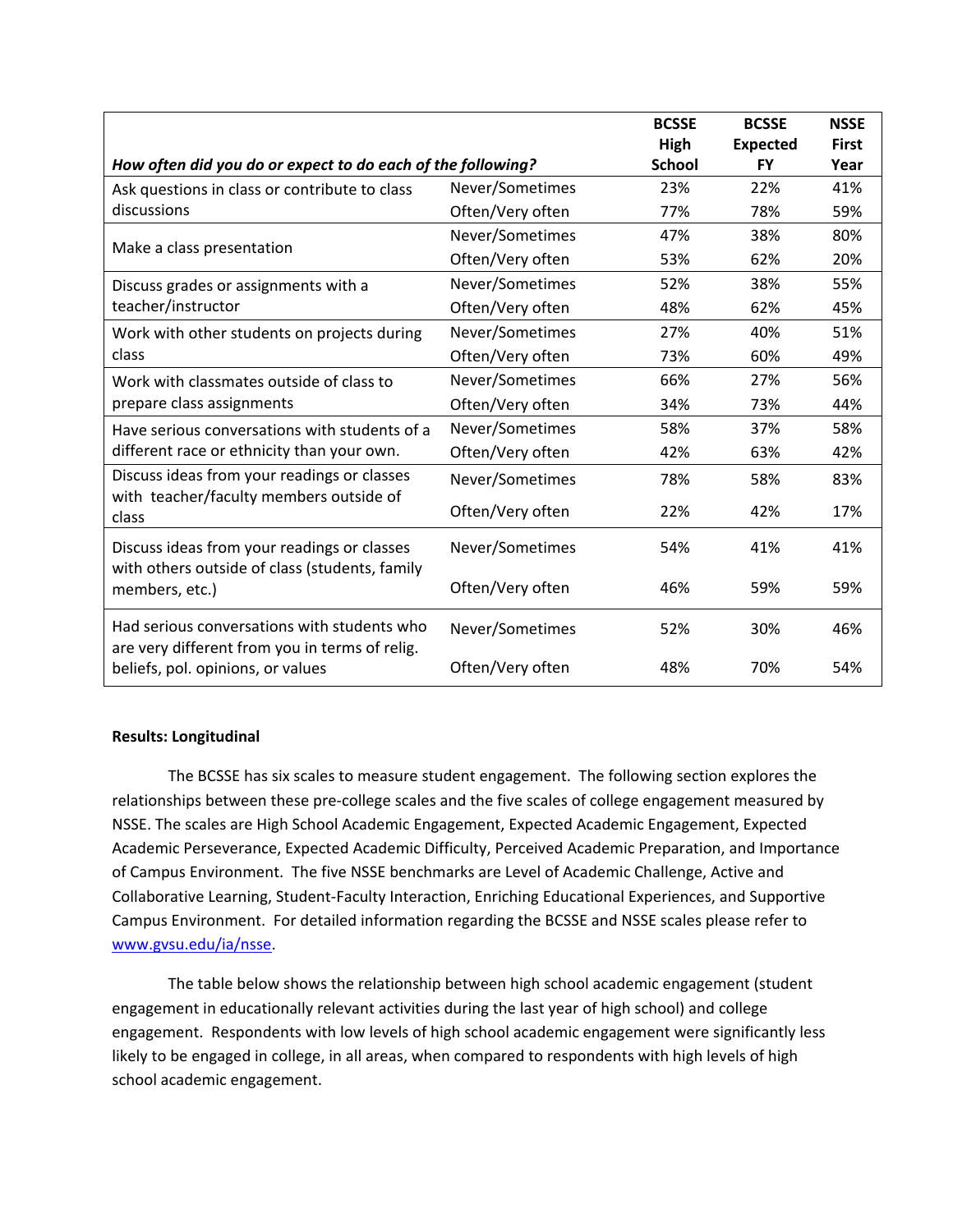| *How often did you do or expect to do each of the following?* | | **BCSSE High School** | **BCSSE Expected FY** | **NSSE First Year** |
|---|---|---|---|---|
| Ask questions in class or contribute to class discussions | Never/Sometimes | 23% | 22% | 41% |
| | Often/Very often | 77% | 78% | 59% |
| Make a class presentation | Never/Sometimes | 47% | 38% | 80% |
| | Often/Very often | 53% | 62% | 20% |
| Discuss grades or assignments with a teacher/instructor | Never/Sometimes | 52% | 38% | 55% |
| | Often/Very often | 48% | 62% | 45% |
| Work with other students on projects during class | Never/Sometimes | 27% | 40% | 51% |
| | Often/Very often | 73% | 60% | 49% |
| Work with classmates outside of class to prepare class assignments | Never/Sometimes | 66% | 27% | 56% |
| | Often/Very often | 34% | 73% | 44% |
| Have serious conversations with students of a different race or ethnicity than your own. | Never/Sometimes | 58% | 37% | 58% |
| | Often/Very often | 42% | 63% | 42% |
| Discuss ideas from your readings or classes with teacher/faculty members outside of class | Never/Sometimes | 78% | 58% | 83% |
| | Often/Very often | 22% | 42% | 17% |
| Discuss ideas from your readings or classes with others outside of class (students, family members, etc.) | Never/Sometimes | 54% | 41% | 41% |
| | Often/Very often | 46% | 59% | 59% |
| Had serious conversations with students who are very different from you in terms of relig. beliefs, pol. opinions, or values | Never/Sometimes | 52% | 30% | 46% |
| | Often/Very often | 48% | 70% | 54% |

**Results: Longitudinal**

The BCSSE has six scales to measure student engagement. The following section explores the relationships between these pre-college scales and the five scales of college engagement measured by NSSE. The scales are High School Academic Engagement, Expected Academic Engagement, Expected Academic Perseverance, Expected Academic Difficulty, Perceived Academic Preparation, and Importance of Campus Environment. The five NSSE benchmarks are Level of Academic Challenge, Active and Collaborative Learning, Student-Faculty Interaction, Enriching Educational Experiences, and Supportive Campus Environment. For detailed information regarding the BCSSE and NSSE scales please refer to www.gvsu.edu/ia/nsse.

The table below shows the relationship between high school academic engagement (student engagement in educationally relevant activities during the last year of high school) and college engagement. Respondents with low levels of high school academic engagement were significantly less likely to be engaged in college, in all areas, when compared to respondents with high levels of high school academic engagement.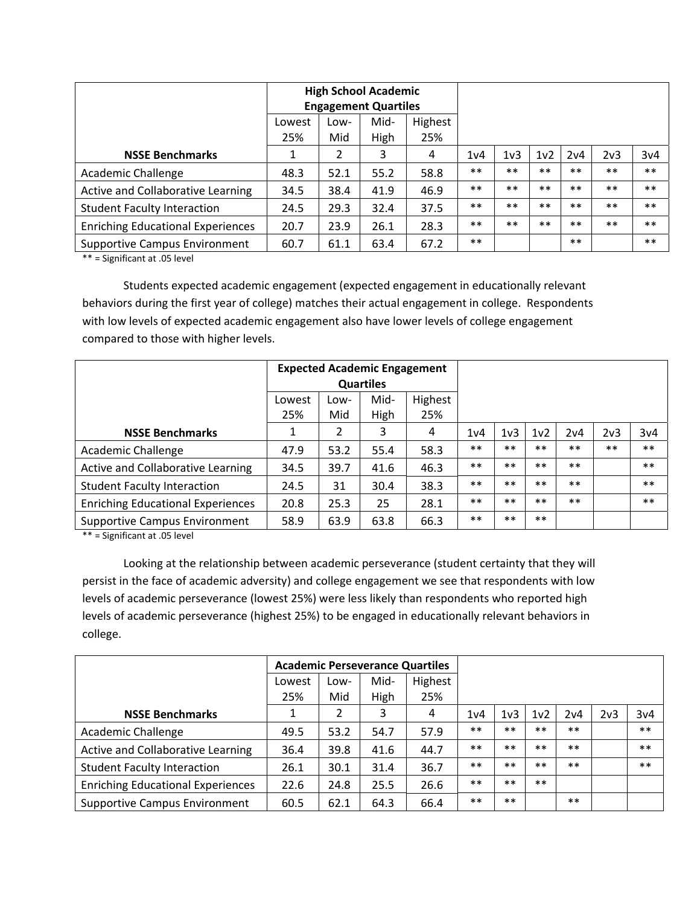| | High School Academic Engagement Quartiles | | | | | | | | | |
|---|---|---|---|---|---|---|---|---|---|---|
| | Lowest 25% | Low-Mid | Mid-High | Highest 25% | | | | | | |
| **NSSE Benchmarks** | 1 | 2 | 3 | 4 | 1v4 | 1v3 | 1v2 | 2v4 | 2v3 | 3v4 |
| Academic Challenge | 48.3 | 52.1 | 55.2 | 58.8 | ** | ** | ** | ** | ** | ** |
| Active and Collaborative Learning | 34.5 | 38.4 | 41.9 | 46.9 | ** | ** | ** | ** | ** | ** |
| Student Faculty Interaction | 24.5 | 29.3 | 32.4 | 37.5 | ** | ** | ** | ** | ** | ** |
| Enriching Educational Experiences | 20.7 | 23.9 | 26.1 | 28.3 | ** | ** | ** | ** | ** | ** |
| Supportive Campus Environment | 60.7 | 61.1 | 63.4 | 67.2 | ** | | | ** | | ** |

** = Significant at .05 level

Students expected academic engagement (expected engagement in educationally relevant behaviors during the first year of college) matches their actual engagement in college. Respondents with low levels of expected academic engagement also have lower levels of college engagement compared to those with higher levels.

| | Expected Academic Engagement Quartiles | | | | | | | | | |
|---|---|---|---|---|---|---|---|---|---|---|
| | Lowest 25% | Low-Mid | Mid-High | Highest 25% | | | | | | |
| **NSSE Benchmarks** | 1 | 2 | 3 | 4 | 1v4 | 1v3 | 1v2 | 2v4 | 2v3 | 3v4 |
| Academic Challenge | 47.9 | 53.2 | 55.4 | 58.3 | ** | ** | ** | ** | ** | ** |
| Active and Collaborative Learning | 34.5 | 39.7 | 41.6 | 46.3 | ** | ** | ** | ** | | ** |
| Student Faculty Interaction | 24.5 | 31 | 30.4 | 38.3 | ** | ** | ** | ** | | ** |
| Enriching Educational Experiences | 20.8 | 25.3 | 25 | 28.1 | ** | ** | ** | ** | | ** |
| Supportive Campus Environment | 58.9 | 63.9 | 63.8 | 66.3 | ** | ** | ** | | | |

** = Significant at .05 level

Looking at the relationship between academic perseverance (student certainty that they will persist in the face of academic adversity) and college engagement we see that respondents with low levels of academic perseverance (lowest 25%) were less likely than respondents who reported high levels of academic perseverance (highest 25%) to be engaged in educationally relevant behaviors in college.

| | Academic Perseverance Quartiles | | | | | | | | | |
|---|---|---|---|---|---|---|---|---|---|---|
| | Lowest 25% | Low-Mid | Mid-High | Highest 25% | | | | | | |
| **NSSE Benchmarks** | 1 | 2 | 3 | 4 | 1v4 | 1v3 | 1v2 | 2v4 | 2v3 | 3v4 |
| Academic Challenge | 49.5 | 53.2 | 54.7 | 57.9 | ** | ** | ** | ** | | ** |
| Active and Collaborative Learning | 36.4 | 39.8 | 41.6 | 44.7 | ** | ** | ** | ** | | ** |
| Student Faculty Interaction | 26.1 | 30.1 | 31.4 | 36.7 | ** | ** | ** | ** | | ** |
| Enriching Educational Experiences | 22.6 | 24.8 | 25.5 | 26.6 | ** | ** | ** | | | |
| Supportive Campus Environment | 60.5 | 62.1 | 64.3 | 66.4 | ** | ** | | ** | | |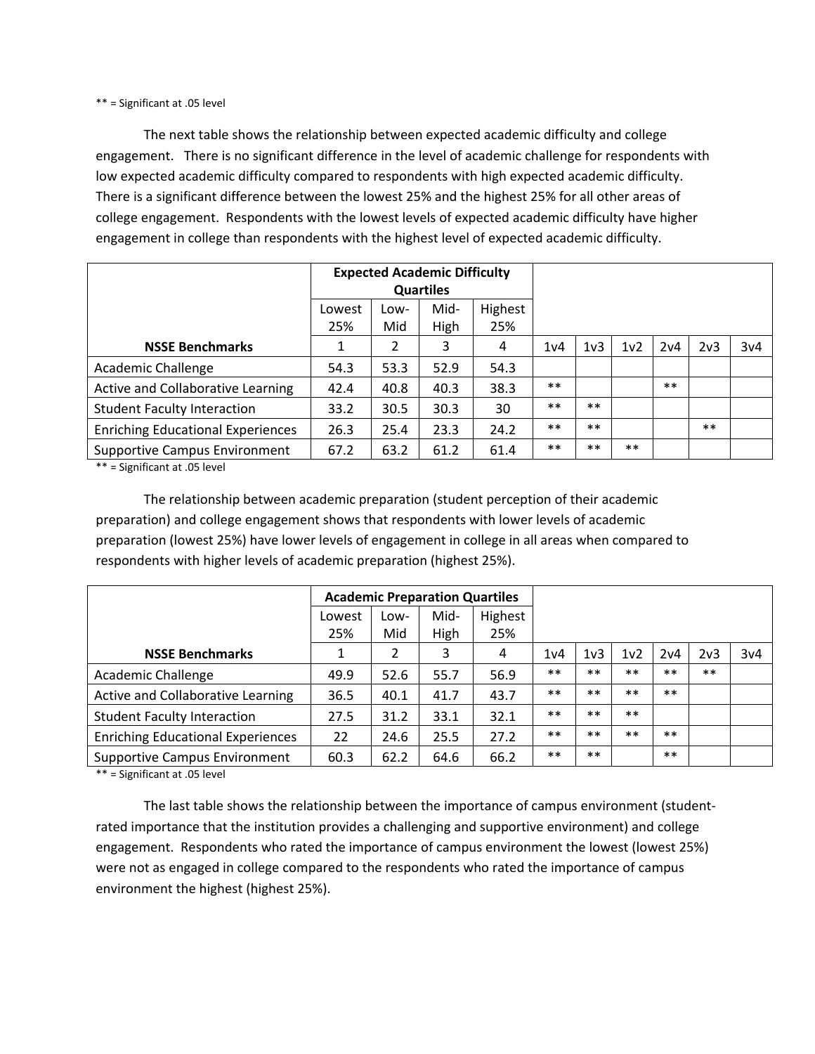** = Significant at .05 level

The next table shows the relationship between expected academic difficulty and college engagement. There is no significant difference in the level of academic challenge for respondents with low expected academic difficulty compared to respondents with high expected academic difficulty. There is a significant difference between the lowest 25% and the highest 25% for all other areas of college engagement. Respondents with the lowest levels of expected academic difficulty have higher engagement in college than respondents with the highest level of expected academic difficulty.

| | Expected Academic Difficulty Quartiles | | | | | | | | | |
|---|---|---|---|---|---|---|---|---|---|---|
| | Lowest 25% | Low-Mid | Mid-High | Highest 25% | | | | | | |
| **NSSE Benchmarks** | 1 | 2 | 3 | 4 | 1v4 | 1v3 | 1v2 | 2v4 | 2v3 | 3v4 |
| Academic Challenge | 54.3 | 53.3 | 52.9 | 54.3 | | | | | | |
| Active and Collaborative Learning | 42.4 | 40.8 | 40.3 | 38.3 | ** | | | ** | | |
| Student Faculty Interaction | 33.2 | 30.5 | 30.3 | 30 | ** | ** | | | | |
| Enriching Educational Experiences | 26.3 | 25.4 | 23.3 | 24.2 | ** | ** | | | ** | |
| Supportive Campus Environment | 67.2 | 63.2 | 61.2 | 61.4 | ** | ** | ** | | | |

** = Significant at .05 level

The relationship between academic preparation (student perception of their academic preparation) and college engagement shows that respondents with lower levels of academic preparation (lowest 25%) have lower levels of engagement in college in all areas when compared to respondents with higher levels of academic preparation (highest 25%).

| | Academic Preparation Quartiles | | | | | | | | | |
|---|---|---|---|---|---|---|---|---|---|---|
| | Lowest 25% | Low-Mid | Mid-High | Highest 25% | | | | | | |
| **NSSE Benchmarks** | 1 | 2 | 3 | 4 | 1v4 | 1v3 | 1v2 | 2v4 | 2v3 | 3v4 |
| Academic Challenge | 49.9 | 52.6 | 55.7 | 56.9 | ** | ** | ** | ** | ** | |
| Active and Collaborative Learning | 36.5 | 40.1 | 41.7 | 43.7 | ** | ** | ** | ** | | |
| Student Faculty Interaction | 27.5 | 31.2 | 33.1 | 32.1 | ** | ** | ** | | | |
| Enriching Educational Experiences | 22 | 24.6 | 25.5 | 27.2 | ** | ** | ** | ** | | |
| Supportive Campus Environment | 60.3 | 62.2 | 64.6 | 66.2 | ** | ** | | ** | | |

** = Significant at .05 level

The last table shows the relationship between the importance of campus environment (student-rated importance that the institution provides a challenging and supportive environment) and college engagement. Respondents who rated the importance of campus environment the lowest (lowest 25%) were not as engaged in college compared to the respondents who rated the importance of campus environment the highest (highest 25%).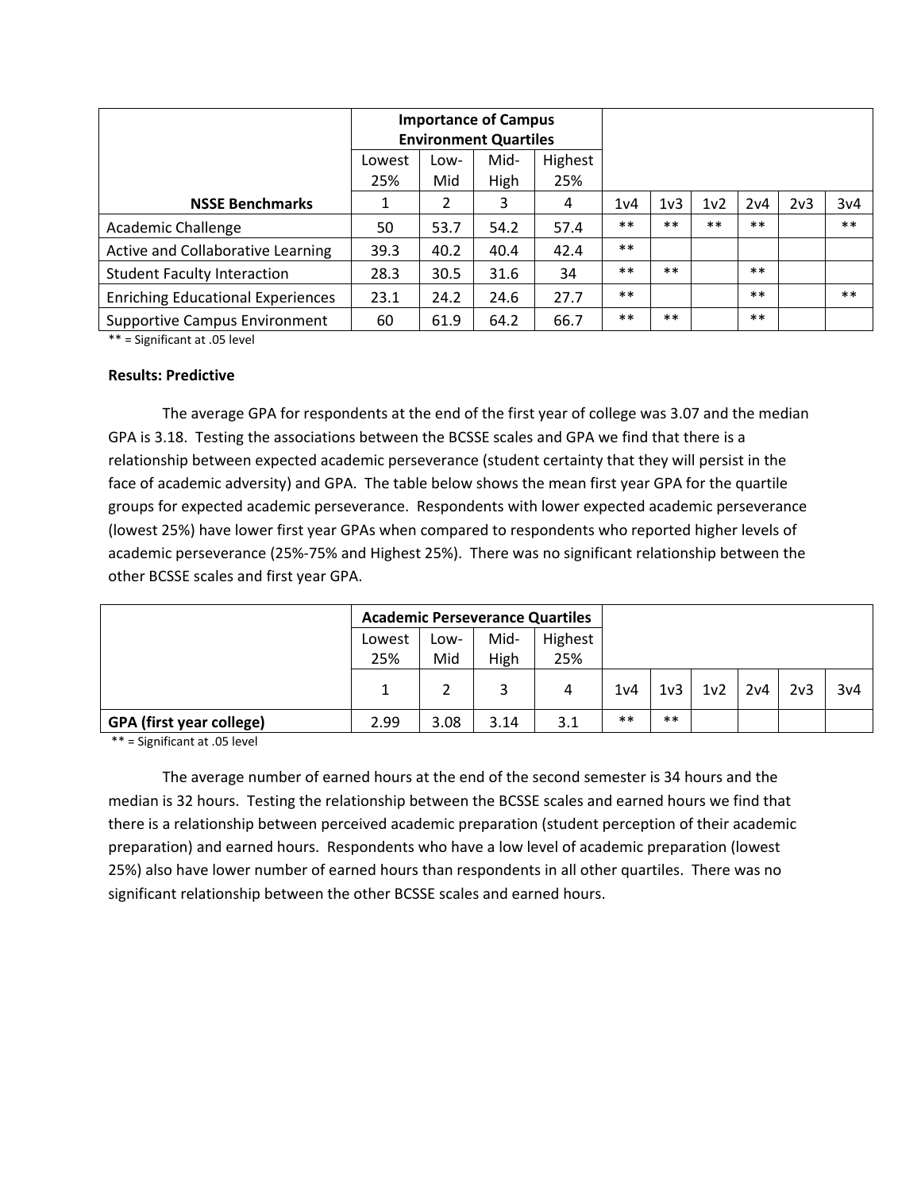| | Importance of Campus Environment Quartiles | | | | | | | | | |
|---|---|---|---|---|---|---|---|---|---|---|
| | Lowest 25% | Low-Mid | Mid-High | Highest 25% | | | | | | |
| **NSSE Benchmarks** | 1 | 2 | 3 | 4 | 1v4 | 1v3 | 1v2 | 2v4 | 2v3 | 3v4 |
| Academic Challenge | 50 | 53.7 | 54.2 | 57.4 | ** | ** | ** | ** | | ** |
| Active and Collaborative Learning | 39.3 | 40.2 | 40.4 | 42.4 | ** | | | | | |
| Student Faculty Interaction | 28.3 | 30.5 | 31.6 | 34 | ** | ** | | ** | | |
| Enriching Educational Experiences | 23.1 | 24.2 | 24.6 | 27.7 | ** | | | ** | | ** |
| Supportive Campus Environment | 60 | 61.9 | 64.2 | 66.7 | ** | ** | | ** | | |

** = Significant at .05 level

**Results: Predictive**

The average GPA for respondents at the end of the first year of college was 3.07 and the median GPA is 3.18. Testing the associations between the BCSSE scales and GPA we find that there is a relationship between expected academic perseverance (student certainty that they will persist in the face of academic adversity) and GPA. The table below shows the mean first year GPA for the quartile groups for expected academic perseverance. Respondents with lower expected academic perseverance (lowest 25%) have lower first year GPAs when compared to respondents who reported higher levels of academic perseverance (25%-75% and Highest 25%). There was no significant relationship between the other BCSSE scales and first year GPA.

| | Academic Perseverance Quartiles | | | | | | | | | |
|---|---|---|---|---|---|---|---|---|---|---|
| | Lowest 25% | Low-Mid | Mid-High | Highest 25% | | | | | | |
| | 1 | 2 | 3 | 4 | 1v4 | 1v3 | 1v2 | 2v4 | 2v3 | 3v4 |
| **GPA (first year college)** | 2.99 | 3.08 | 3.14 | 3.1 | ** | ** | | | | |

** = Significant at .05 level

The average number of earned hours at the end of the second semester is 34 hours and the median is 32 hours. Testing the relationship between the BCSSE scales and earned hours we find that there is a relationship between perceived academic preparation (student perception of their academic preparation) and earned hours. Respondents who have a low level of academic preparation (lowest 25%) also have lower number of earned hours than respondents in all other quartiles. There was no significant relationship between the other BCSSE scales and earned hours.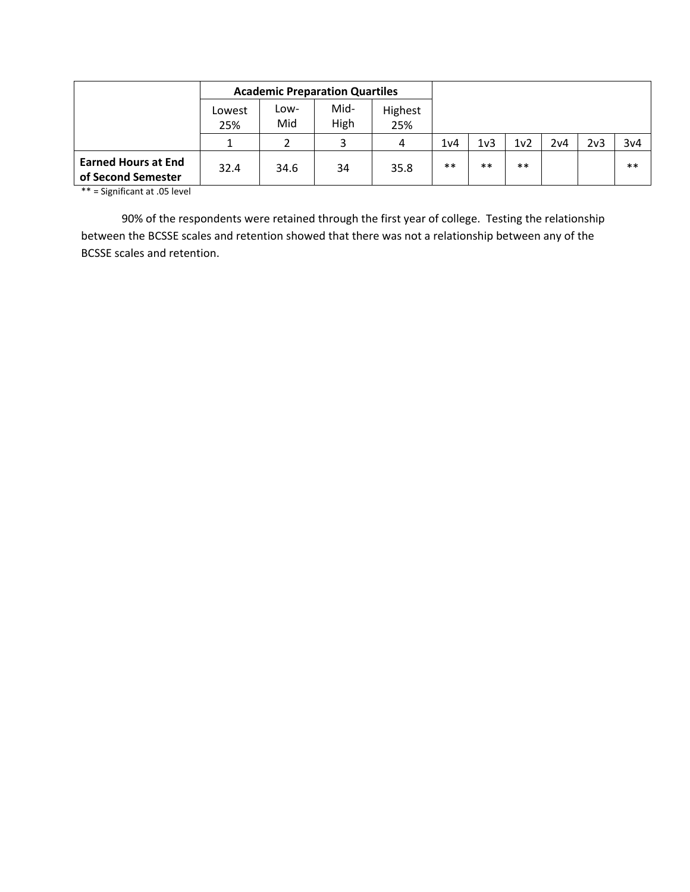| | Academic Preparation Quartiles | | | | | | | | | |
|---|---|---|---|---|---|---|---|---|---|---|
| | Lowest 25% | Low-Mid | Mid-High | Highest 25% | | | | | | |
| | 1 | 2 | 3 | 4 | 1v4 | 1v3 | 1v2 | 2v4 | 2v3 | 3v4 |
| **Earned Hours at End of Second Semester** | 32.4 | 34.6 | 34 | 35.8 | ** | ** | ** | | | ** |

** = Significant at .05 level

90% of the respondents were retained through the first year of college. Testing the relationship between the BCSSE scales and retention showed that there was not a relationship between any of the BCSSE scales and retention.